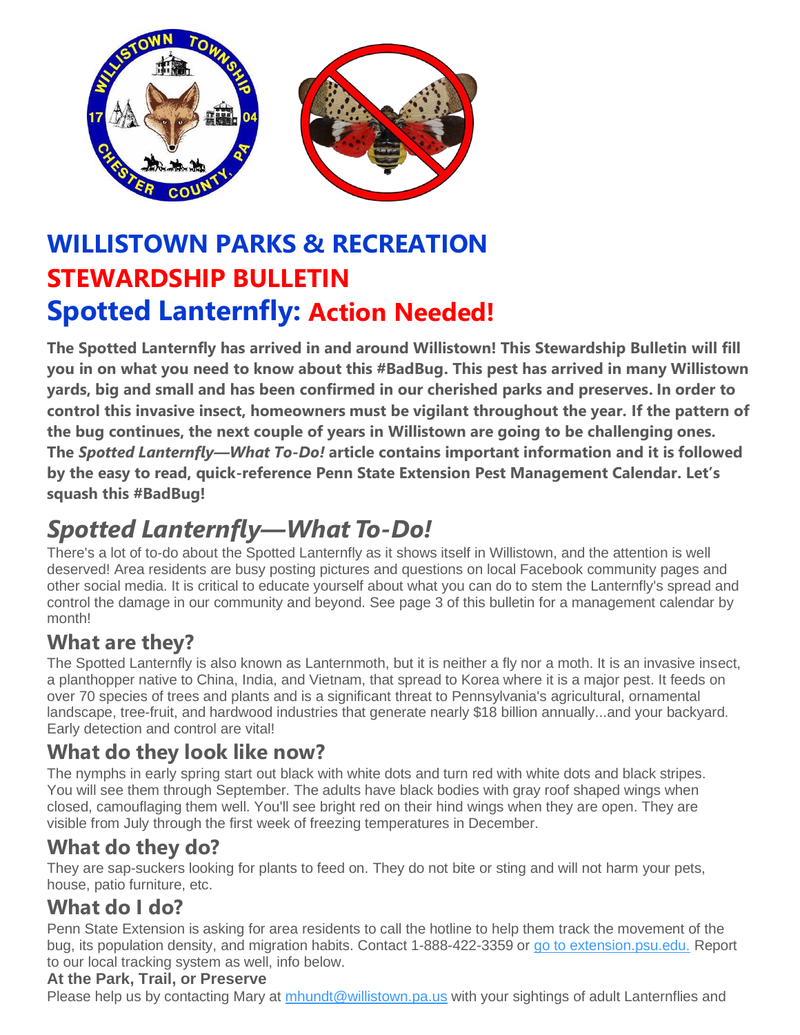# WILLISTOWN PARKS & RECREATION

# STEWARDSHIP BULLETIN

# Spotted Lanternfly: Action Needed!

**The Spotted Lanternfly has arrived in and around Willistown! This Stewardship Bulletin will fill you in on what you need to know about this #BadBug. This pest has arrived in many Willistown yards, big and small and has been confirmed in our cherished parks and preserves. In order to control this invasive insect, homeowners must be vigilant throughout the year. If the pattern of the bug continues, the next couple of years in Willistown are going to be challenging ones. The *Spotted Lanternfly—What To-Do!* article contains important information and it is followed by the easy to read, quick-reference Penn State Extension Pest Management Calendar. Let's squash this #BadBug!**

## *Spotted Lanternfly—What To-Do!*

There's a lot of to-do about the Spotted Lanternfly as it shows itself in Willistown, and the attention is well deserved! Area residents are busy posting pictures and questions on local Facebook community pages and other social media. It is critical to educate yourself about what you can do to stem the Lanternfly's spread and control the damage in our community and beyond. See page 3 of this bulletin for a management calendar by month!

### What are they?

The Spotted Lanternfly is also known as Lanternmoth, but it is neither a fly nor a moth. It is an invasive insect, a planthopper native to China, India, and Vietnam, that spread to Korea where it is a major pest. It feeds on over 70 species of trees and plants and is a significant threat to Pennsylvania's agricultural, ornamental landscape, tree-fruit, and hardwood industries that generate nearly $18 billion annually...and your backyard. Early detection and control are vital!

### What do they look like now?

The nymphs in early spring start out black with white dots and turn red with white dots and black stripes. You will see them through September. The adults have black bodies with gray roof shaped wings when closed, camouflaging them well. You'll see bright red on their hind wings when they are open. They are visible from July through the first week of freezing temperatures in December.

### What do they do?

They are sap-suckers looking for plants to feed on. They do not bite or sting and will not harm your pets, house, patio furniture, etc.

### What do I do?

Penn State Extension is asking for area residents to call the hotline to help them track the movement of the bug, its population density, and migration habits. Contact 1-888-422-3359 or go to extension.psu.edu. Report to our local tracking system as well, info below.

**At the Park, Trail, or Preserve**

Please help us by contacting Mary at mhundt@willistown.pa.us with your sightings of adult Lanternflies and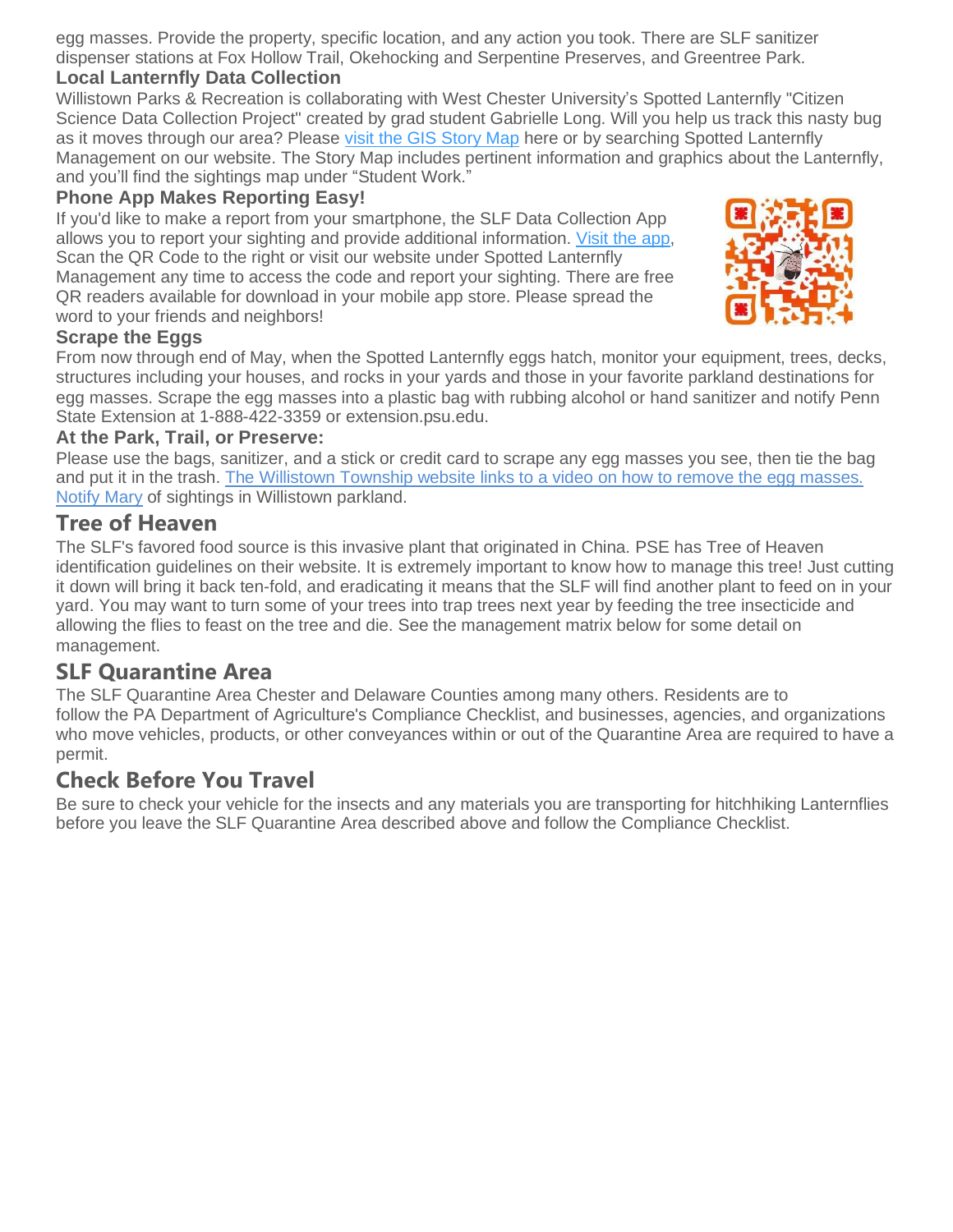egg masses. Provide the property, specific location, and any action you took. There are SLF sanitizer dispenser stations at Fox Hollow Trail, Okehocking and Serpentine Preserves, and Greentree Park.

### Local Lanternfly Data Collection

Willistown Parks & Recreation is collaborating with West Chester University's Spotted Lanternfly "Citizen Science Data Collection Project" created by grad student Gabrielle Long. Will you help us track this nasty bug as it moves through our area? Please visit the GIS Story Map here or by searching Spotted Lanternfly Management on our website. The Story Map includes pertinent information and graphics about the Lanternfly, and you'll find the sightings map under "Student Work."

### Phone App Makes Reporting Easy!

If you'd like to make a report from your smartphone, the SLF Data Collection App allows you to report your sighting and provide additional information. Visit the app, Scan the QR Code to the right or visit our website under Spotted Lanternfly Management any time to access the code and report your sighting. There are free QR readers available for download in your mobile app store. Please spread the word to your friends and neighbors!

### Scrape the Eggs

From now through end of May, when the Spotted Lanternfly eggs hatch, monitor your equipment, trees, decks, structures including your houses, and rocks in your yards and those in your favorite parkland destinations for egg masses. Scrape the egg masses into a plastic bag with rubbing alcohol or hand sanitizer and notify Penn State Extension at 1-888-422-3359 or extension.psu.edu.

### At the Park, Trail, or Preserve:

Please use the bags, sanitizer, and a stick or credit card to scrape any egg masses you see, then tie the bag and put it in the trash. The Willistown Township website links to a video on how to remove the egg masses. Notify Mary of sightings in Willistown parkland.

## Tree of Heaven

The SLF's favored food source is this invasive plant that originated in China. PSE has Tree of Heaven identification guidelines on their website. It is extremely important to know how to manage this tree! Just cutting it down will bring it back ten-fold, and eradicating it means that the SLF will find another plant to feed on in your yard. You may want to turn some of your trees into trap trees next year by feeding the tree insecticide and allowing the flies to feast on the tree and die. See the management matrix below for some detail on management.

## SLF Quarantine Area

The SLF Quarantine Area Chester and Delaware Counties among many others. Residents are to follow the PA Department of Agriculture's Compliance Checklist, and businesses, agencies, and organizations who move vehicles, products, or other conveyances within or out of the Quarantine Area are required to have a permit.

## Check Before You Travel

Be sure to check your vehicle for the insects and any materials you are transporting for hitchhiking Lanternflies before you leave the SLF Quarantine Area described above and follow the Compliance Checklist.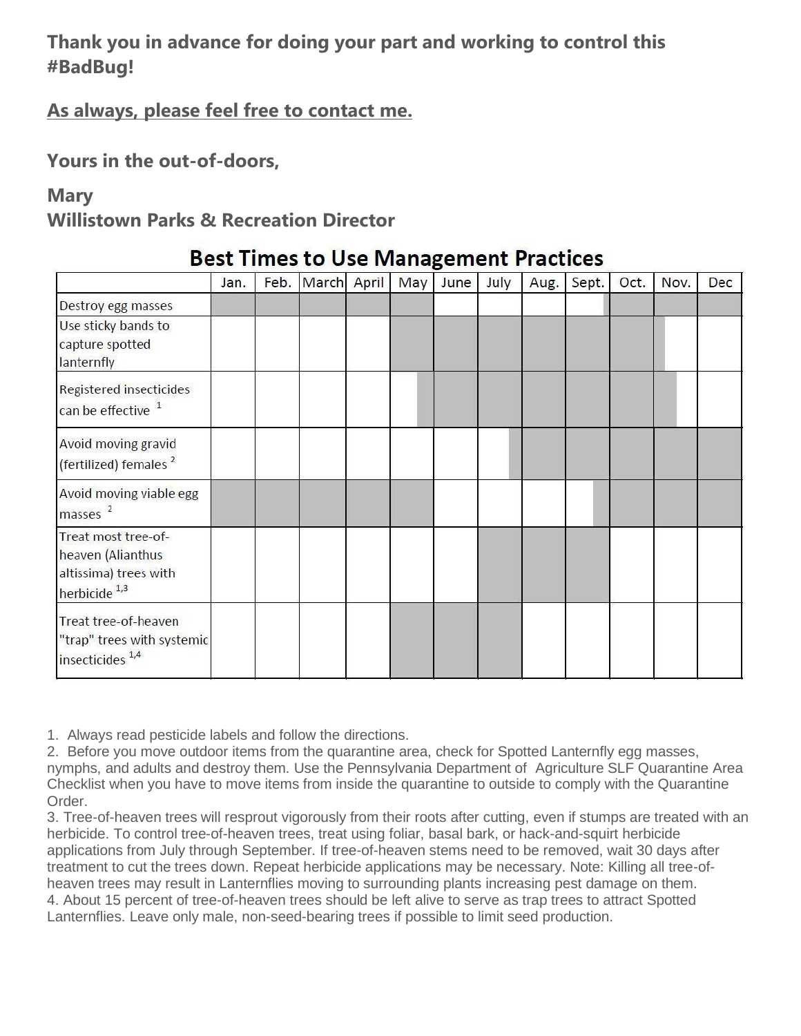**Thank you in advance for doing your part and working to control this #BadBug!**

**<u>As always, please feel free to contact me.</u>**

**Yours in the out-of-doors,**

**Mary**
**Willistown Parks & Recreation Director**

## Best Times to Use Management Practices

| | Jan. | Feb. | March | April | May | June | July | Aug. | Sept. | Oct. | Nov. | Dec |
|---|---|---|---|---|---|---|---|---|---|---|---|---|
| Destroy egg masses | ■ | ■ | ■ | ■ | ■ | | | | ■ (partial) | ■ | ■ | ■ |
| Use sticky bands to capture spotted lanternfly | | | | | ■ | ■ | ■ | ■ | ■ | ■ | ■ (partial) | |
| Registered insecticides can be effective [1] | | | | | ■ (partial) | ■ | ■ | ■ | ■ | ■ | ■ (partial) | |
| Avoid moving gravid (fertilized) females [2] | | | | | | | ■ (partial) | ■ | ■ | ■ | ■ | ■ |
| Avoid moving viable egg masses [2] | ■ | ■ | ■ | ■ | ■ | | | | ■ (partial) | ■ | ■ | ■ |
| Treat most tree-of-heaven (Alianthus altissima) trees with herbicide [1,3] | | | | | | | ■ | ■ | ■ | | | |
| Treat tree-of-heaven "trap" trees with systemic insecticides [1,4] | | | | | ■ | ■ | ■ | | | | | |

1. Always read pesticide labels and follow the directions.
2. Before you move outdoor items from the quarantine area, check for Spotted Lanternfly egg masses, nymphs, and adults and destroy them. Use the Pennsylvania Department of Agriculture SLF Quarantine Area Checklist when you have to move items from inside the quarantine to outside to comply with the Quarantine Order.
3. Tree-of-heaven trees will resprout vigorously from their roots after cutting, even if stumps are treated with an herbicide. To control tree-of-heaven trees, treat using foliar, basal bark, or hack-and-squirt herbicide applications from July through September. If tree-of-heaven stems need to be removed, wait 30 days after treatment to cut the trees down. Repeat herbicide applications may be necessary. Note: Killing all tree-of-heaven trees may result in Lanternflies moving to surrounding plants increasing pest damage on them.
4. About 15 percent of tree-of-heaven trees should be left alive to serve as trap trees to attract Spotted Lanternflies. Leave only male, non-seed-bearing trees if possible to limit seed production.